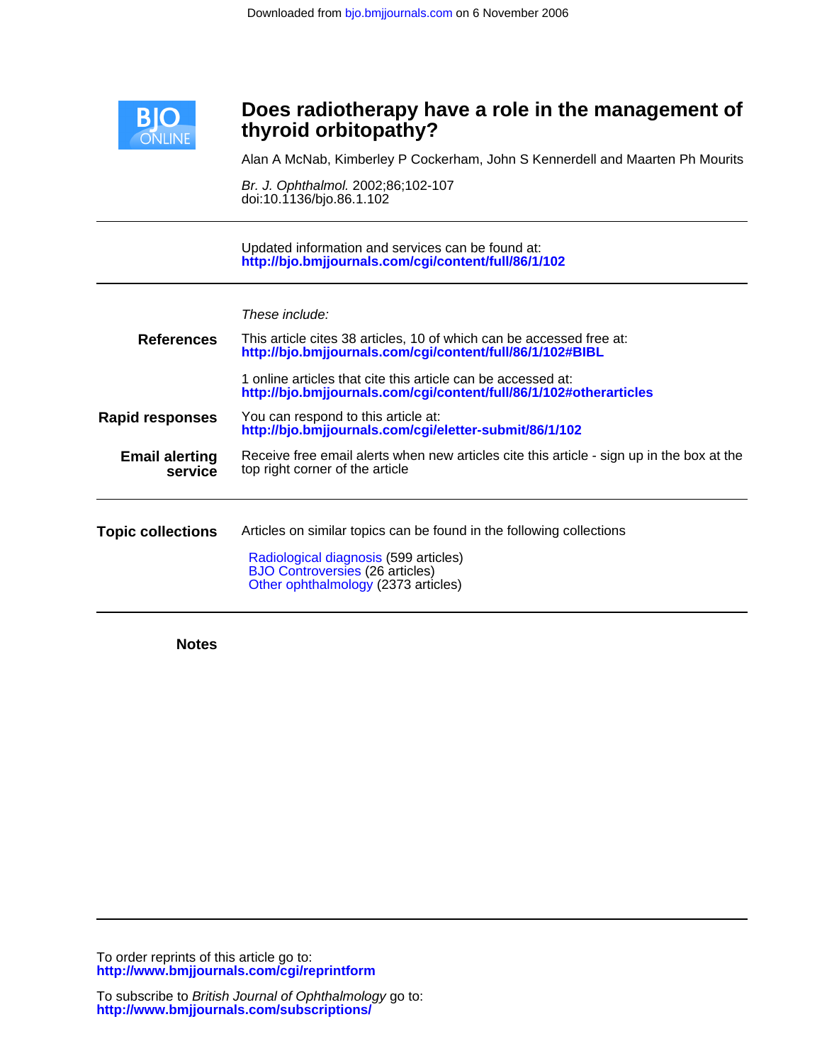Downloaded from bjo.bmjjournals.com on 6 November 2006

# Does radiotherapy have a role in the management of thyroid orbitopathy?

Alan A McNab, Kimberley P Cockerham, John S Kennerdell and Maarten Ph Mourits

*Br. J. Ophthalmol.* 2002;86;102-107
doi:10.1136/bjo.86.1.102

Updated information and services can be found at:
**http://bjo.bmjjournals.com/cgi/content/full/86/1/102**

*These include:*

**References**

This article cites 38 articles, 10 of which can be accessed free at:
**http://bjo.bmjjournals.com/cgi/content/full/86/1/102#BIBL**

1 online articles that cite this article can be accessed at:
**http://bjo.bmjjournals.com/cgi/content/full/86/1/102#otherarticles**

**Rapid responses**

You can respond to this article at:
**http://bjo.bmjjournals.com/cgi/eletter-submit/86/1/102**

**Email alerting service**

Receive free email alerts when new articles cite this article - sign up in the box at the top right corner of the article

**Topic collections**

Articles on similar topics can be found in the following collections

Radiological diagnosis (599 articles)
BJO Controversies (26 articles)
Other ophthalmology (2373 articles)

**Notes**

To order reprints of this article go to:
**http://www.bmjjournals.com/cgi/reprintform**

To subscribe to *British Journal of Ophthalmology* go to:
**http://www.bmjjournals.com/subscriptions/**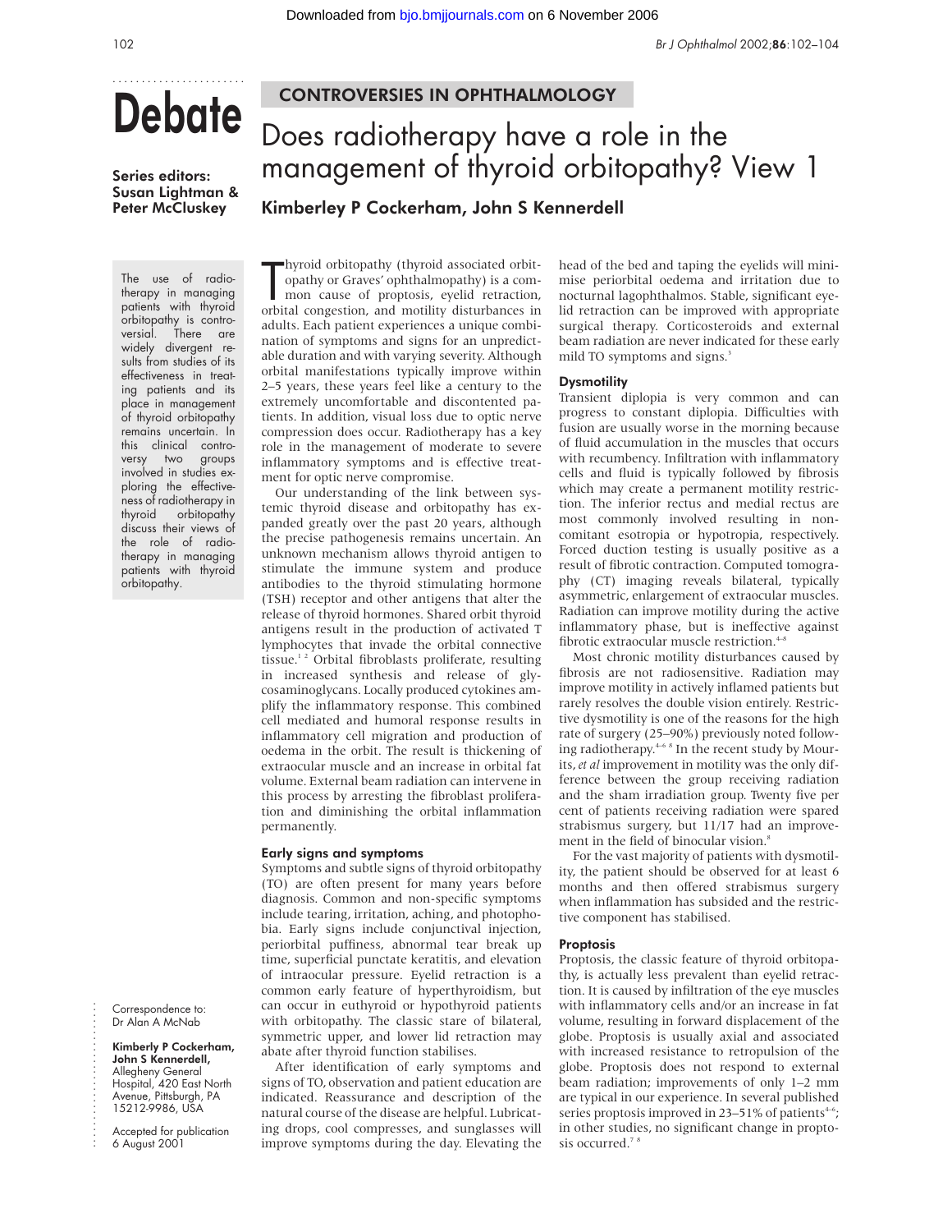Downloaded from bjo.bmjjournals.com on 6 November 2006

# Debate

**Series editors: Susan Lightman & Peter McCluskey**

## CONTROVERSIES IN OPHTHALMOLOGY

# Does radiotherapy have a role in the management of thyroid orbitopathy? View 1

## Kimberley P Cockerham, John S Kennerdell

The use of radiotherapy in managing patients with thyroid orbitopathy is controversial. There are widely divergent results from studies of its effectiveness in treating patients and its place in management of thyroid orbitopathy remains uncertain. In this clinical controversy two groups involved in studies exploring the effectiveness of radiotherapy in thyroid orbitopathy discuss their views of the role of radiotherapy in managing patients with thyroid orbitopathy.

Thyroid orbitopathy (thyroid associated orbitopathy or Graves' ophthalmopathy) is a common cause of proptosis, eyelid retraction, orbital congestion, and motility disturbances in adults. Each patient experiences a unique combination of symptoms and signs for an unpredictable duration and with varying severity. Although orbital manifestations typically improve within 2–5 years, these years feel like a century to the extremely uncomfortable and discontented patients. In addition, visual loss due to optic nerve compression does occur. Radiotherapy has a key role in the management of moderate to severe inflammatory symptoms and is effective treatment for optic nerve compromise.

Our understanding of the link between systemic thyroid disease and orbitopathy has expanded greatly over the past 20 years, although the precise pathogenesis remains uncertain. An unknown mechanism allows thyroid antigen to stimulate the immune system and produce antibodies to the thyroid stimulating hormone (TSH) receptor and other antigens that alter the release of thyroid hormones. Shared orbit thyroid antigens result in the production of activated T lymphocytes that invade the orbital connective tissue.[1,2] Orbital fibroblasts proliferate, resulting in increased synthesis and release of glycosaminoglycans. Locally produced cytokines amplify the inflammatory response. This combined cell mediated and humoral response results in inflammatory cell migration and production of oedema in the orbit. The result is thickening of extraocular muscle and an increase in orbital fat volume. External beam radiation can intervene in this process by arresting the fibroblast proliferation and diminishing the orbital inflammation permanently.

### Early signs and symptoms

Symptoms and subtle signs of thyroid orbitopathy (TO) are often present for many years before diagnosis. Common and non-specific symptoms include tearing, irritation, aching, and photophobia. Early signs include conjunctival injection, periorbital puffiness, abnormal tear break up time, superficial punctate keratitis, and elevation of intraocular pressure. Eyelid retraction is a common early feature of hyperthyroidism, but can occur in euthyroid or hypothyroid patients with orbitopathy. The classic stare of bilateral, symmetric upper, and lower lid retraction may abate after thyroid function stabilises.

After identification of early symptoms and signs of TO, observation and patient education are indicated. Reassurance and description of the natural course of the disease are helpful. Lubricating drops, cool compresses, and sunglasses will improve symptoms during the day. Elevating the head of the bed and taping the eyelids will minimise periorbital oedema and irritation due to nocturnal lagophthalmos. Stable, significant eyelid retraction can be improved with appropriate surgical therapy. Corticosteroids and external beam radiation are never indicated for these early mild TO symptoms and signs.[3]

### Dysmotility

Transient diplopia is very common and can progress to constant diplopia. Difficulties with fusion are usually worse in the morning because of fluid accumulation in the muscles that occurs with recumbency. Infiltration with inflammatory cells and fluid is typically followed by fibrosis which may create a permanent motility restriction. The inferior rectus and medial rectus are most commonly involved resulting in non-comitant esotropia or hypotropia, respectively. Forced duction testing is usually positive as a result of fibrotic contraction. Computed tomography (CT) imaging reveals bilateral, typically asymmetric, enlargement of extraocular muscles. Radiation can improve motility during the active inflammatory phase, but is ineffective against fibrotic extraocular muscle restriction.[4–8]

Most chronic motility disturbances caused by fibrosis are not radiosensitive. Radiation may improve motility in actively inflamed patients but rarely resolves the double vision entirely. Restrictive dysmotility is one of the reasons for the high rate of surgery (25–90%) previously noted following radiotherapy.[4–6,8] In the recent study by Mourits, *et al* improvement in motility was the only difference between the group receiving radiation and the sham irradiation group. Twenty five per cent of patients receiving radiation were spared strabismus surgery, but 11/17 had an improvement in the field of binocular vision.[8]

For the vast majority of patients with dysmotility, the patient should be observed for at least 6 months and then offered strabismus surgery when inflammation has subsided and the restrictive component has stabilised.

### Proptosis

Proptosis, the classic feature of thyroid orbitopathy, is actually less prevalent than eyelid retraction. It is caused by infiltration of the eye muscles with inflammatory cells and/or an increase in fat volume, resulting in forward displacement of the globe. Proptosis is usually axial and associated with increased resistance to retropulsion of the globe. Proptosis does not respond to external beam radiation; improvements of only 1–2 mm are typical in our experience. In several published series proptosis improved in 23–51% of patients[4–6]; in other studies, no significant change in proptosis occurred.[7,8]

Correspondence to: Dr Alan A McNab

**Kimberly P Cockerham, John S Kennerdell,** Allegheny General Hospital, 420 East North Avenue, Pittsburgh, PA 15212-9986, USA

Accepted for publication 6 August 2001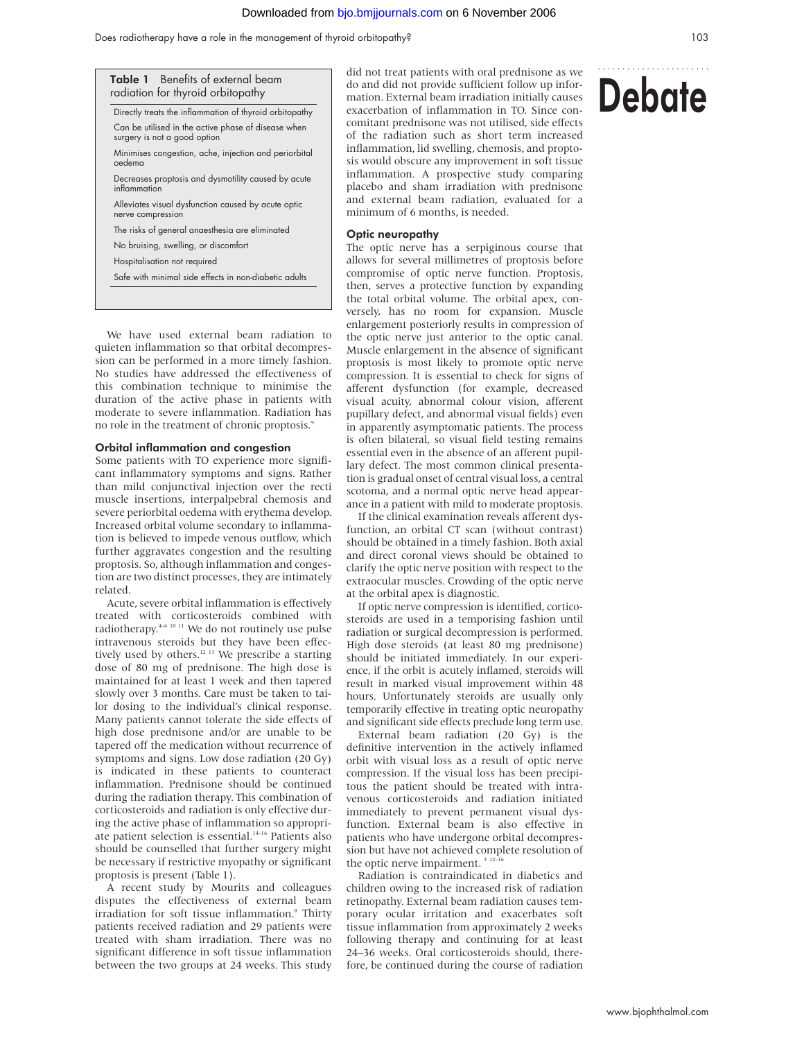**Table 1** Benefits of external beam radiation for thyroid orbitopathy

| |
|---|
| Directly treats the inflammation of thyroid orbitopathy |
| Can be utilised in the active phase of disease when surgery is not a good option |
| Minimises congestion, ache, injection and periorbital oedema |
| Decreases proptosis and dysmotility caused by acute inflammation |
| Alleviates visual dysfunction caused by acute optic nerve compression |
| The risks of general anaesthesia are eliminated |
| No bruising, swelling, or discomfort |
| Hospitalisation not required |
| Safe with minimal side effects in non-diabetic adults |

We have used external beam radiation to quieten inflammation so that orbital decompression can be performed in a more timely fashion. No studies have addressed the effectiveness of this combination technique to minimise the duration of the active phase in patients with moderate to severe inflammation. Radiation has no role in the treatment of chronic proptosis.[9]

### Orbital inflammation and congestion

Some patients with TO experience more significant inflammatory symptoms and signs. Rather than mild conjunctival injection over the recti muscle insertions, interpalpebral chemosis and severe periorbital oedema with erythema develop. Increased orbital volume secondary to inflammation is believed to impede venous outflow, which further aggravates congestion and the resulting proptosis. So, although inflammation and congestion are two distinct processes, they are intimately related.

Acute, severe orbital inflammation is effectively treated with corticosteroids combined with radiotherapy.[4–6 10 11] We do not routinely use pulse intravenous steroids but they have been effectively used by others.[12 13] We prescribe a starting dose of 80 mg of prednisone. The high dose is maintained for at least 1 week and then tapered slowly over 3 months. Care must be taken to tailor dosing to the individual's clinical response. Many patients cannot tolerate the side effects of high dose prednisone and/or are unable to be tapered off the medication without recurrence of symptoms and signs. Low dose radiation (20 Gy) is indicated in these patients to counteract inflammation. Prednisone should be continued during the radiation therapy. This combination of corticosteroids and radiation is only effective during the active phase of inflammation so appropriate patient selection is essential.[14–16] Patients also should be counselled that further surgery might be necessary if restrictive myopathy or significant proptosis is present (Table 1).

A recent study by Mourits and colleagues disputes the effectiveness of external beam irradiation for soft tissue inflammation.[8] Thirty patients received radiation and 29 patients were treated with sham irradiation. There was no significant difference in soft tissue inflammation between the two groups at 24 weeks. This study did not treat patients with oral prednisone as we do and did not provide sufficient follow up information. External beam irradiation initially causes exacerbation of inflammation in TO. Since concomitant prednisone was not utilised, side effects of the radiation such as short term increased inflammation, lid swelling, chemosis, and proptosis would obscure any improvement in soft tissue inflammation. A prospective study comparing placebo and sham irradiation with prednisone and external beam radiation, evaluated for a minimum of 6 months, is needed.

### Optic neuropathy

The optic nerve has a serpiginous course that allows for several millimetres of proptosis before compromise of optic nerve function. Proptosis, then, serves a protective function by expanding the total orbital volume. The orbital apex, conversely, has no room for expansion. Muscle enlargement posteriorly results in compression of the optic nerve just anterior to the optic canal. Muscle enlargement in the absence of significant proptosis is most likely to promote optic nerve compression. It is essential to check for signs of afferent dysfunction (for example, decreased visual acuity, abnormal colour vision, afferent pupillary defect, and abnormal visual fields) even in apparently asymptomatic patients. The process is often bilateral, so visual field testing remains essential even in the absence of an afferent pupillary defect. The most common clinical presentation is gradual onset of central visual loss, a central scotoma, and a normal optic nerve head appearance in a patient with mild to moderate proptosis.

If the clinical examination reveals afferent dysfunction, an orbital CT scan (without contrast) should be obtained in a timely fashion. Both axial and direct coronal views should be obtained to clarify the optic nerve position with respect to the extraocular muscles. Crowding of the optic nerve at the orbital apex is diagnostic.

If optic nerve compression is identified, corticosteroids are used in a temporising fashion until radiation or surgical decompression is performed. High dose steroids (at least 80 mg prednisone) should be initiated immediately. In our experience, if the orbit is acutely inflamed, steroids will result in marked visual improvement within 48 hours. Unfortunately steroids are usually only temporarily effective in treating optic neuropathy and significant side effects preclude long term use.

External beam radiation (20 Gy) is the definitive intervention in the actively inflamed orbit with visual loss as a result of optic nerve compression. If the visual loss has been precipitous the patient should be treated with intravenous corticosteroids and radiation initiated immediately to prevent permanent visual dysfunction. External beam is also effective in patients who have undergone orbital decompression but have not achieved complete resolution of the optic nerve impairment.[3 12–16]

Radiation is contraindicated in diabetics and children owing to the increased risk of radiation retinopathy. External beam radiation causes temporary ocular irritation and exacerbates soft tissue inflammation from approximately 2 weeks following therapy and continuing for at least 24–36 weeks. Oral corticosteroids should, therefore, be continued during the course of radiation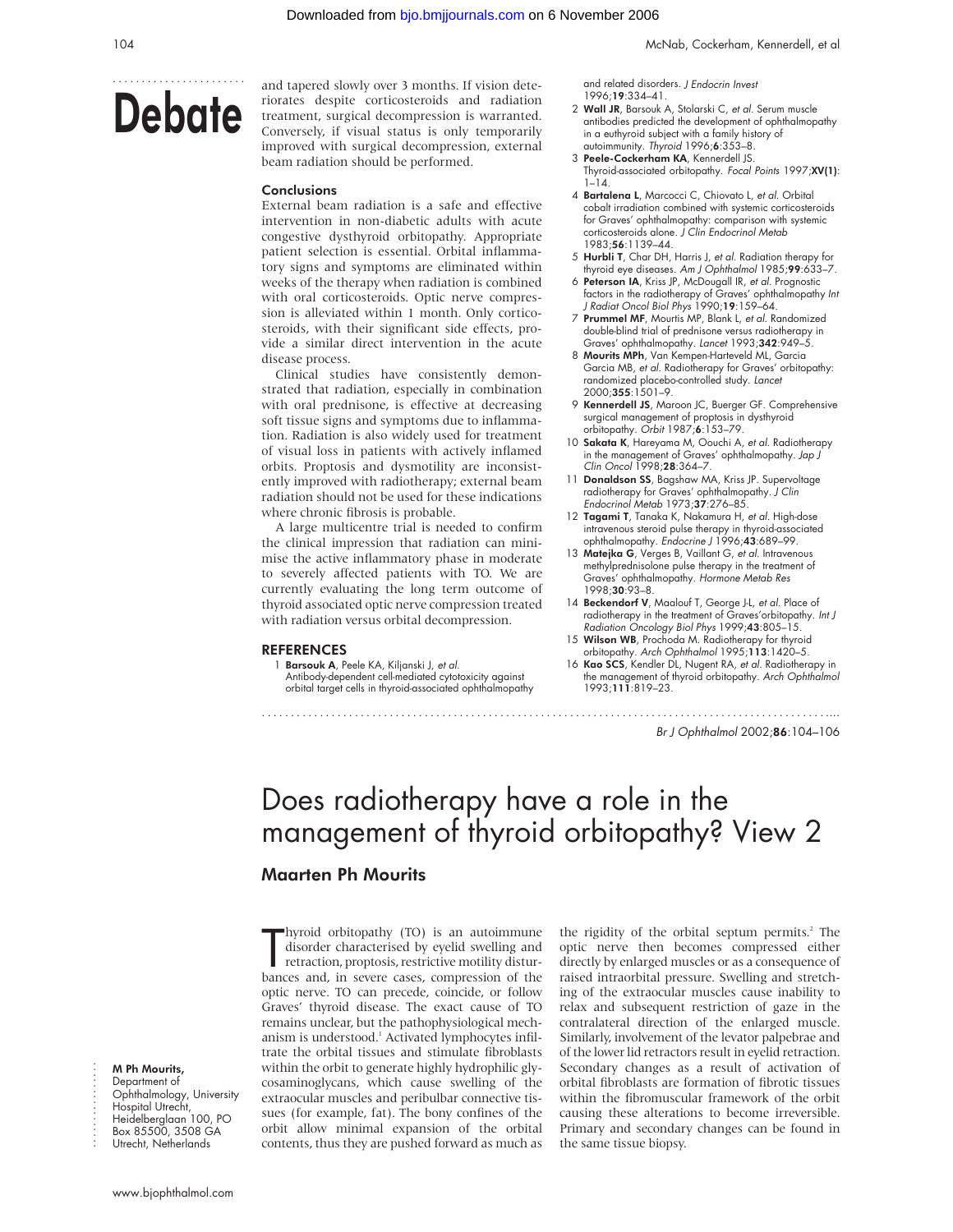and tapered slowly over 3 months. If vision deteriorates despite corticosteroids and radiation treatment, surgical decompression is warranted. Conversely, if visual status is only temporarily improved with surgical decompression, external beam radiation should be performed.

### Conclusions

External beam radiation is a safe and effective intervention in non-diabetic adults with acute congestive dysthyroid orbitopathy. Appropriate patient selection is essential. Orbital inflammatory signs and symptoms are eliminated within weeks of the therapy when radiation is combined with oral corticosteroids. Optic nerve compression is alleviated within 1 month. Only corticosteroids, with their significant side effects, provide a similar direct intervention in the acute disease process.

Clinical studies have consistently demonstrated that radiation, especially in combination with oral prednisone, is effective at decreasing soft tissue signs and symptoms due to inflammation. Radiation is also widely used for treatment of visual loss in patients with actively inflamed orbits. Proptosis and dysmotility are inconsistently improved with radiotherapy; external beam radiation should not be used for these indications where chronic fibrosis is probable.

A large multicentre trial is needed to confirm the clinical impression that radiation can minimise the active inflammatory phase in moderate to severely affected patients with TO. We are currently evaluating the long term outcome of thyroid associated optic nerve compression treated with radiation versus orbital decompression.

### REFERENCES

1. **Barsouk A**, Peele KA, Kiljanski J, *et al.* Antibody-dependent cell-mediated cytotoxicity against orbital target cells in thyroid-associated ophthalmopathy and related disorders. *J Endocrin Invest* 1996;**19**:334–41.
2. **Wall JR**, Barsouk A, Stolarski C, *et al.* Serum muscle antibodies predicted the development of ophthalmopathy in a euthyroid subject with a family history of autoimmunity. *Thyroid* 1996;**6**:353–8.
3. **Peele-Cockerham KA**, Kennerdell JS. Thyroid-associated orbitopathy. *Focal Points* 1997;**XV(1)**: 1–14.
4. **Bartalena L**, Marcocci C, Chiovato L, *et al.* Orbital cobalt irradiation combined with systemic corticosteroids for Graves' ophthalmopathy: comparison with systemic corticosteroids alone. *J Clin Endocrinol Metab* 1983;**56**:1139–44.
5. **Hurbli T**, Char DH, Harris J, *et al.* Radiation therapy for thyroid eye diseases. *Am J Ophthalmol* 1985;**99**:633–7.
6. **Peterson IA**, Kriss JP, McDougall IR, *et al.* Prognostic factors in the radiotherapy of Graves' ophthalmopathy *Int J Radiat Oncol Biol Phys* 1990;**19**:159–64.
7. **Prummel MF**, Mourtis MP, Blank L, *et al.* Randomized double-blind trial of prednisone versus radiotherapy in Graves' ophthalmopathy. *Lancet* 1993;**342**:949–5.
8. **Mourits MPh**, Van Kempen-Harteveld ML, Garcia Garcia MB, *et al.* Radiotherapy for Graves' orbitopathy: randomized placebo-controlled study. *Lancet* 2000;**355**:1501–9.
9. **Kennerdell JS**, Maroon JC, Buerger GF. Comprehensive surgical management of proptosis in dysthyroid orbitopathy. *Orbit* 1987;**6**:153–79.
10. **Sakata K**, Hareyama M, Oouchi A, *et al.* Radiotherapy in the management of Graves' ophthalmopathy. *Jap J Clin Oncol* 1998;**28**:364–7.
11. **Donaldson SS**, Bagshaw MA, Kriss JP. Supervoltage radiotherapy for Graves' ophthalmopathy. *J Clin Endocrinol Metab* 1973;**37**:276–85.
12. **Tagami T**, Tanaka K, Nakamura H, *et al.* High-dose intravenous steroid pulse therapy in thyroid-associated ophthalmopathy. *Endocrine J* 1996;**43**:689–99.
13. **Matejka G**, Verges B, Vaillant G, *et al.* Intravenous methylprednisolone pulse therapy in the treatment of Graves' ophthalmopathy. *Hormone Metab Res* 1998;**30**:93–8.
14. **Beckendorf V**, Maalouf T, George J-L, *et al.* Place of radiotherapy in the treatment of Graves'orbitopathy. *Int J Radiation Oncology Biol Phys* 1999;**43**:805–15.
15. **Wilson WB**, Prochoda M. Radiotherapy for thyroid orbitopathy. *Arch Ophthalmol* 1995;**113**:1420–5.
16. **Kao SCS**, Kendler DL, Nugent RA, *et al.* Radiotherapy in the management of thyroid orbitopathy. *Arch Ophthalmol* 1993;**111**:819–23.

# Does radiotherapy have a role in the management of thyroid orbitopathy? View 2

## Maarten Ph Mourits

**M Ph Mourits,** Department of Ophthalmology, University Hospital Utrecht, Heidelberglaan 100, PO Box 85500, 3508 GA Utrecht, Netherlands

Thyroid orbitopathy (TO) is an autoimmune disorder characterised by eyelid swelling and retraction, proptosis, restrictive motility disturbances and, in severe cases, compression of the optic nerve. TO can precede, coincide, or follow Graves' thyroid disease. The exact cause of TO remains unclear, but the pathophysiological mechanism is understood.[1] Activated lymphocytes infiltrate the orbital tissues and stimulate fibroblasts within the orbit to generate highly hydrophilic glycosaminoglycans, which cause swelling of the extraocular muscles and peribulbar connective tissues (for example, fat). The bony confines of the orbit allow minimal expansion of the orbital contents, thus they are pushed forward as much as the rigidity of the orbital septum permits.[2] The optic nerve then becomes compressed either directly by enlarged muscles or as a consequence of raised intraorbital pressure. Swelling and stretching of the extraocular muscles cause inability to relax and subsequent restriction of gaze in the contralateral direction of the enlarged muscle. Similarly, involvement of the levator palpebrae and of the lower lid retractors result in eyelid retraction. Secondary changes as a result of activation of orbital fibroblasts are formation of fibrotic tissues within the fibromuscular framework of the orbit causing these alterations to become irreversible. Primary and secondary changes can be found in the same tissue biopsy.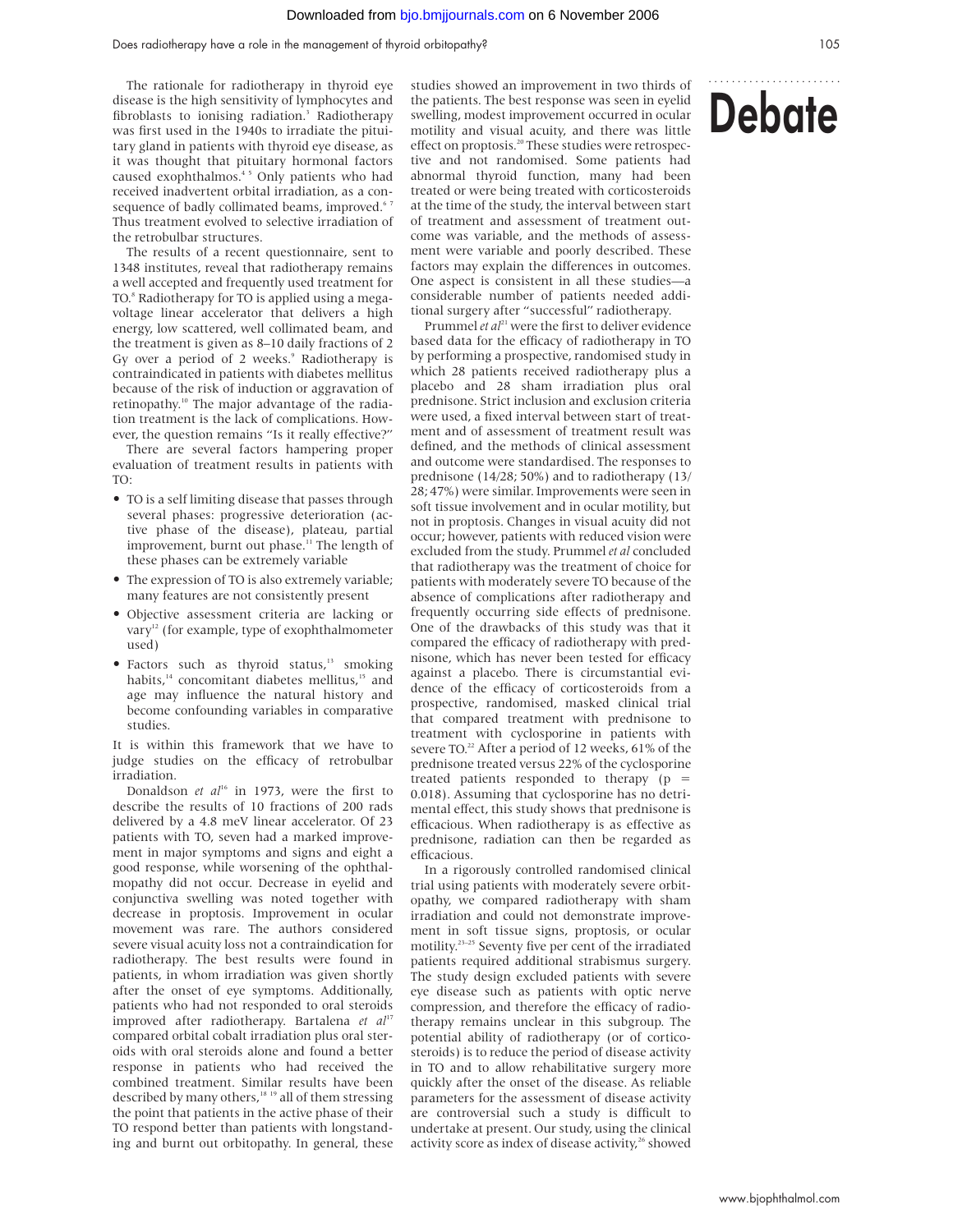The rationale for radiotherapy in thyroid eye disease is the high sensitivity of lymphocytes and fibroblasts to ionising radiation.[3] Radiotherapy was first used in the 1940s to irradiate the pituitary gland in patients with thyroid eye disease, as it was thought that pituitary hormonal factors caused exophthalmos.[4 5] Only patients who had received inadvertent orbital irradiation, as a consequence of badly collimated beams, improved.[6 7] Thus treatment evolved to selective irradiation of the retrobulbar structures.

The results of a recent questionnaire, sent to 1348 institutes, reveal that radiotherapy remains a well accepted and frequently used treatment for TO.[8] Radiotherapy for TO is applied using a megavoltage linear accelerator that delivers a high energy, low scattered, well collimated beam, and the treatment is given as 8–10 daily fractions of 2 Gy over a period of 2 weeks.[9] Radiotherapy is contraindicated in patients with diabetes mellitus because of the risk of induction or aggravation of retinopathy.[10] The major advantage of the radiation treatment is the lack of complications. However, the question remains "Is it really effective?"

There are several factors hampering proper evaluation of treatment results in patients with TO:

- TO is a self limiting disease that passes through several phases: progressive deterioration (active phase of the disease), plateau, partial improvement, burnt out phase.[11] The length of these phases can be extremely variable
- The expression of TO is also extremely variable; many features are not consistently present
- Objective assessment criteria are lacking or vary[12] (for example, type of exophthalmometer used)
- Factors such as thyroid status,[13] smoking habits,[14] concomitant diabetes mellitus,[15] and age may influence the natural history and become confounding variables in comparative studies.

It is within this framework that we have to judge studies on the efficacy of retrobulbar irradiation.

Donaldson *et al*[16] in 1973, were the first to describe the results of 10 fractions of 200 rads delivered by a 4.8 meV linear accelerator. Of 23 patients with TO, seven had a marked improvement in major symptoms and signs and eight a good response, while worsening of the ophthalmopathy did not occur. Decrease in eyelid and conjunctiva swelling was noted together with decrease in proptosis. Improvement in ocular movement was rare. The authors considered severe visual acuity loss not a contraindication for radiotherapy. The best results were found in patients, in whom irradiation was given shortly after the onset of eye symptoms. Additionally, patients who had not responded to oral steroids improved after radiotherapy. Bartalena *et al*[17] compared orbital cobalt irradiation plus oral steroids with oral steroids alone and found a better response in patients who had received the combined treatment. Similar results have been described by many others,[18 19] all of them stressing the point that patients in the active phase of their TO respond better than patients with longstanding and burnt out orbitopathy. In general, these studies showed an improvement in two thirds of the patients. The best response was seen in eyelid swelling, modest improvement occurred in ocular motility and visual acuity, and there was little effect on proptosis.[20] These studies were retrospective and not randomised. Some patients had abnormal thyroid function, many had been treated or were being treated with corticosteroids at the time of the study, the interval between start of treatment and assessment of treatment outcome was variable, and the methods of assessment were variable and poorly described. These factors may explain the differences in outcomes. One aspect is consistent in all these studies—a considerable number of patients needed additional surgery after "successful" radiotherapy.

Prummel *et al*[21] were the first to deliver evidence based data for the efficacy of radiotherapy in TO by performing a prospective, randomised study in which 28 patients received radiotherapy plus a placebo and 28 sham irradiation plus oral prednisone. Strict inclusion and exclusion criteria were used, a fixed interval between start of treatment and of assessment of treatment result was defined, and the methods of clinical assessment and outcome were standardised. The responses to prednisone (14/28; 50%) and to radiotherapy (13/28; 47%) were similar. Improvements were seen in soft tissue involvement and in ocular motility, but not in proptosis. Changes in visual acuity did not occur; however, patients with reduced vision were excluded from the study. Prummel *et al* concluded that radiotherapy was the treatment of choice for patients with moderately severe TO because of the absence of complications after radiotherapy and frequently occurring side effects of prednisone. One of the drawbacks of this study was that it compared the efficacy of radiotherapy with prednisone, which has never been tested for efficacy against a placebo. There is circumstantial evidence of the efficacy of corticosteroids from a prospective, randomised, masked clinical trial that compared treatment with prednisone to treatment with cyclosporine in patients with severe TO.[22] After a period of 12 weeks, 61% of the prednisone treated versus 22% of the cyclosporine treated patients responded to therapy ($p = 0.018$). Assuming that cyclosporine has no detrimental effect, this study shows that prednisone is efficacious. When radiotherapy is as effective as prednisone, radiation can then be regarded as efficacious.

In a rigorously controlled randomised clinical trial using patients with moderately severe orbitopathy, we compared radiotherapy with sham irradiation and could not demonstrate improvement in soft tissue signs, proptosis, or ocular motility.[23–25] Seventy five per cent of the irradiated patients required additional strabismus surgery. The study design excluded patients with severe eye disease such as patients with optic nerve compression, and therefore the efficacy of radiotherapy remains unclear in this subgroup. The potential ability of radiotherapy (or of corticosteroids) is to reduce the period of disease activity in TO and to allow rehabilitative surgery more quickly after the onset of the disease. As reliable parameters for the assessment of disease activity are controversial such a study is difficult to undertake at present. Our study, using the clinical activity score as index of disease activity,[26] showed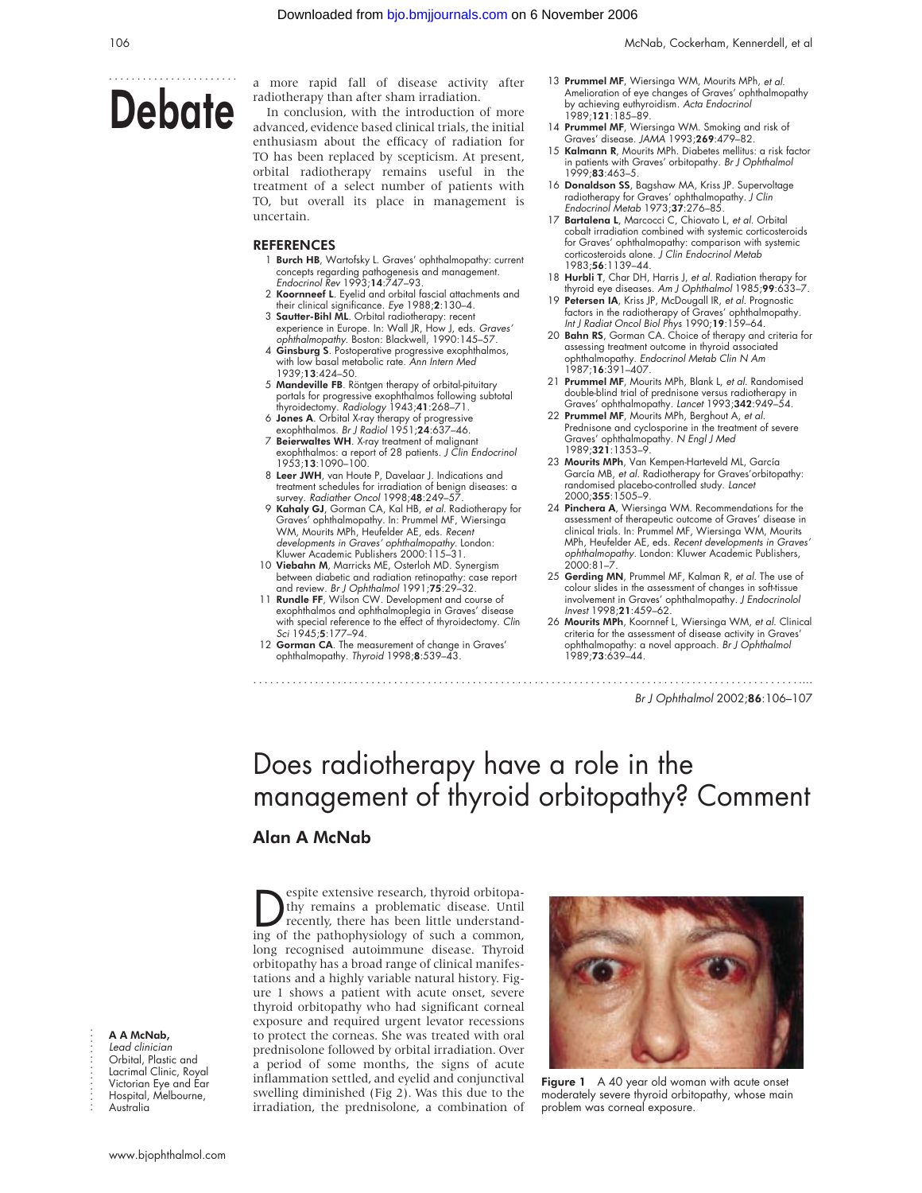a more rapid fall of disease activity after radiotherapy than after sham irradiation.

In conclusion, with the introduction of more advanced, evidence based clinical trials, the initial enthusiasm about the efficacy of radiation for TO has been replaced by scepticism. At present, orbital radiotherapy remains useful in the treatment of a select number of patients with TO, but overall its place in management is uncertain.

## REFERENCES

1. **Burch HB**, Wartofsky L. Graves' ophthalmopathy: current concepts regarding pathogenesis and management. *Endocrinol Rev* 1993;**14**:747–93.
2. **Koornneef L**. Eyelid and orbital fascial attachments and their clinical significance. *Eye* 1988;**2**:130–4.
3. **Sautter-Bihl ML**. Orbital radiotherapy: recent experience in Europe. In: Wall JR, How J, eds. *Graves' ophthalmopathy*. Boston: Blackwell, 1990:145–57.
4. **Ginsburg S**. Postoperative progressive exophthalmos, with low basal metabolic rate. *Ann Intern Med* 1939;**13**:424–50.
5. **Mandeville FB**. Röntgen therapy of orbital-pituitary portals for progressive exophthalmos following subtotal thyroidectomy. *Radiology* 1943;**41**:268–71.
6. **Jones A**. Orbital X-ray therapy of progressive exophthalmos. *Br J Radiol* 1951;**24**:637–46.
7. **Beierwaltes WH**. X-ray treatment of malignant exophthalmos: a report of 28 patients. *J Clin Endocrinol* 1953;**13**:1090–100.
8. **Leer JWH**, van Houte P, Davelaar J. Indications and treatment schedules for irradiation of benign diseases: a survey. *Radiather Oncol* 1998;**48**:249–57.
9. **Kahaly GJ**, Gorman CA, Kal HB, *et al*. Radiotherapy for Graves' ophthalmopathy. In: Prummel MF, Wiersinga WM, Mourits MPh, Heufelder AE, eds. *Recent developments in Graves' ophthalmopathy*. London: Kluwer Academic Publishers 2000:115–31.
10. **Viebahn M**, Marricks ME, Osterloh MD. Synergism between diabetic and radiation retinopathy: case report and review. *Br J Ophthalmol* 1991;**75**:29–32.
11. **Rundle FF**, Wilson CW. Development and course of exophthalmos and ophthalmoplegia in Graves' disease with special reference to the effect of thyroidectomy. *Clin Sci* 1945;**5**:177–94.
12. **Gorman CA**. The measurement of change in Graves' ophthalmopathy. *Thyroid* 1998;**8**:539–43.
13. **Prummel MF**, Wiersinga WM, Mourits MPh, *et al*. Amelioration of eye changes of Graves' ophthalmopathy by achieving euthyroidism. *Acta Endocrinol* 1989;**121**:185–89.
14. **Prummel MF**, Wiersinga WM. Smoking and risk of Graves' disease. *JAMA* 1993;**269**:479–82.
15. **Kalmann R**, Mourits MPh. Diabetes mellitus: a risk factor in patients with Graves' orbitopathy. *Br J Ophthalmol* 1999;**83**:463–5.
16. **Donaldson SS**, Bagshaw MA, Kriss JP. Supervoltage radiotherapy for Graves' ophthalmopathy. *J Clin Endocrinol Metab* 1973;**37**:276–85.
17. **Bartalena L**, Marcocci C, Chiovato L, *et al*. Orbital cobalt irradiation combined with systemic corticosteroids for Graves' ophthalmopathy: comparison with systemic corticosteroids alone. *J Clin Endocrinol Metab* 1983;**56**:1139–44.
18. **Hurbli T**, Char DH, Harris J, *et al*. Radiation therapy for thyroid eye diseases. *Am J Ophthalmol* 1985;**99**:633–7.
19. **Petersen IA**, Kriss JP, McDougall IR, *et al*. Prognostic factors in the radiotherapy of Graves' ophthalmopathy. *Int J Radiat Oncol Biol Phys* 1990;**19**:159–64.
20. **Bahn RS**, Gorman CA. Choice of therapy and criteria for assessing treatment outcome in thyroid associated ophthalmopathy. *Endocrinol Metab Clin N Am* 1987;**16**:391–407.
21. **Prummel MF**, Mourits MPh, Blank L, *et al*. Randomised double-blind trial of prednisone versus radiotherapy in Graves' ophthalmopathy. *Lancet* 1993;**342**:949–54.
22. **Prummel MF**, Mourits MPh, Berghout A, *et al*. Prednisone and cyclosporine in the treatment of severe Graves' ophthalmopathy. *N Engl J Med* 1989;**321**:1353–9.
23. **Mourits MPh**, Van Kempen-Harteveld ML, García García MB, *et al*. Radiotherapy for Graves'orbitopathy: randomised placebo-controlled study. *Lancet* 2000;**355**:1505–9.
24. **Pinchera A**, Wiersinga WM. Recommendations for the assessment of therapeutic outcome of Graves' disease in clinical trials. In: Prummel MF, Wiersinga WM, Mourits MPh, Heufelder AE, eds. *Recent developments in Graves' ophthalmopathy*. London: Kluwer Academic Publishers, 2000:81–7.
25. **Gerding MN**, Prummel MF, Kalman R, *et al*. The use of colour slides in the assessment of changes in soft-tissue involvement in Graves' ophthalmopathy. *J Endocrinol Invest* 1998;**21**:459–62.
26. **Mourits MPh**, Koornneef L, Wiersinga WM, *et al*. Clinical criteria for the assessment of disease activity in Graves' ophthalmopathy: a novel approach. *Br J Ophthalmol* 1989;**73**:639–44.

# Does radiotherapy have a role in the management of thyroid orbitopathy? Comment

## Alan A McNab

**A A McNab,** *Lead clinician* Orbital, Plastic and Lacrimal Clinic, Royal Victorian Eye and Ear Hospital, Melbourne, Australia

Despite extensive research, thyroid orbitopathy remains a problematic disease. Until recently, there has been little understanding of the pathophysiology of such a common, long recognised autoimmune disease. Thyroid orbitopathy has a broad range of clinical manifestations and a highly variable natural history. Figure 1 shows a patient with acute onset, severe thyroid orbitopathy who had significant corneal exposure and required urgent levator recessions to protect the corneas. She was treated with oral prednisolone followed by orbital irradiation. Over a period of some months, the signs of acute inflammation settled, and eyelid and conjunctival swelling diminished (Fig 2). Was this due to the irradiation, the prednisolone, a combination of

**Figure 1** A 40 year old woman with acute onset moderately severe thyroid orbitopathy, whose main problem was corneal exposure.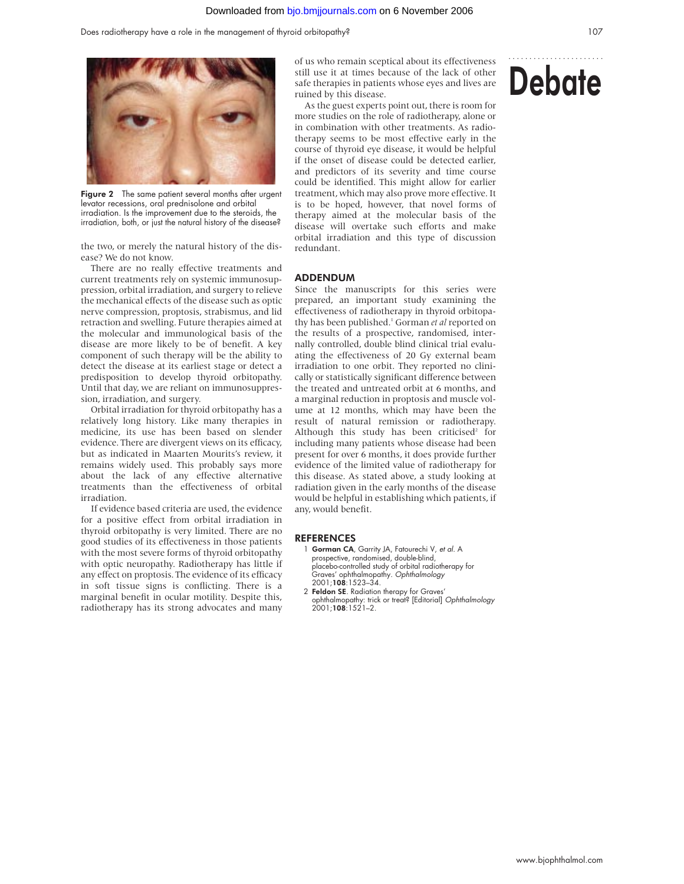Figure 2 The same patient several months after urgent levator recessions, oral prednisolone and orbital irradiation. Is the improvement due to the steroids, the irradiation, both, or just the natural history of the disease?

the two, or merely the natural history of the disease? We do not know.

There are no really effective treatments and current treatments rely on systemic immunosuppression, orbital irradiation, and surgery to relieve the mechanical effects of the disease such as optic nerve compression, proptosis, strabismus, and lid retraction and swelling. Future therapies aimed at the molecular and immunological basis of the disease are more likely to be of benefit. A key component of such therapy will be the ability to detect the disease at its earliest stage or detect a predisposition to develop thyroid orbitopathy. Until that day, we are reliant on immunosuppression, irradiation, and surgery.

Orbital irradiation for thyroid orbitopathy has a relatively long history. Like many therapies in medicine, its use has been based on slender evidence. There are divergent views on its efficacy, but as indicated in Maarten Mourits's review, it remains widely used. This probably says more about the lack of any effective alternative treatments than the effectiveness of orbital irradiation.

If evidence based criteria are used, the evidence for a positive effect from orbital irradiation in thyroid orbitopathy is very limited. There are no good studies of its effectiveness in those patients with the most severe forms of thyroid orbitopathy with optic neuropathy. Radiotherapy has little if any effect on proptosis. The evidence of its efficacy in soft tissue signs is conflicting. There is a marginal benefit in ocular motility. Despite this, radiotherapy has its strong advocates and many of us who remain sceptical about its effectiveness still use it at times because of the lack of other safe therapies in patients whose eyes and lives are ruined by this disease.

As the guest experts point out, there is room for more studies on the role of radiotherapy, alone or in combination with other treatments. As radiotherapy seems to be most effective early in the course of thyroid eye disease, it would be helpful if the onset of disease could be detected earlier, and predictors of its severity and time course could be identified. This might allow for earlier treatment, which may also prove more effective. It is to be hoped, however, that novel forms of therapy aimed at the molecular basis of the disease will overtake such efforts and make orbital irradiation and this type of discussion redundant.

## ADDENDUM

Since the manuscripts for this series were prepared, an important study examining the effectiveness of radiotherapy in thyroid orbitopathy has been published.[1] Gorman *et al* reported on the results of a prospective, randomised, internally controlled, double blind clinical trial evaluating the effectiveness of 20 Gy external beam irradiation to one orbit. They reported no clinically or statistically significant difference between the treated and untreated orbit at 6 months, and a marginal reduction in proptosis and muscle volume at 12 months, which may have been the result of natural remission or radiotherapy. Although this study has been criticised[2] for including many patients whose disease had been present for over 6 months, it does provide further evidence of the limited value of radiotherapy for this disease. As stated above, a study looking at radiation given in the early months of the disease would be helpful in establishing which patients, if any, would benefit.

## REFERENCES

1. **Gorman CA**, Garrity JA, Fatourechi V, *et al*. A prospective, randomised, double-blind, placebo-controlled study of orbital radiotherapy for Graves' ophthalmopathy. *Ophthalmology* 2001;**108**:1523–34.
2. **Feldon SE**. Radiation therapy for Graves' ophthalmopathy: trick or treat? [Editorial] *Ophthalmology* 2001;**108**:1521–2.